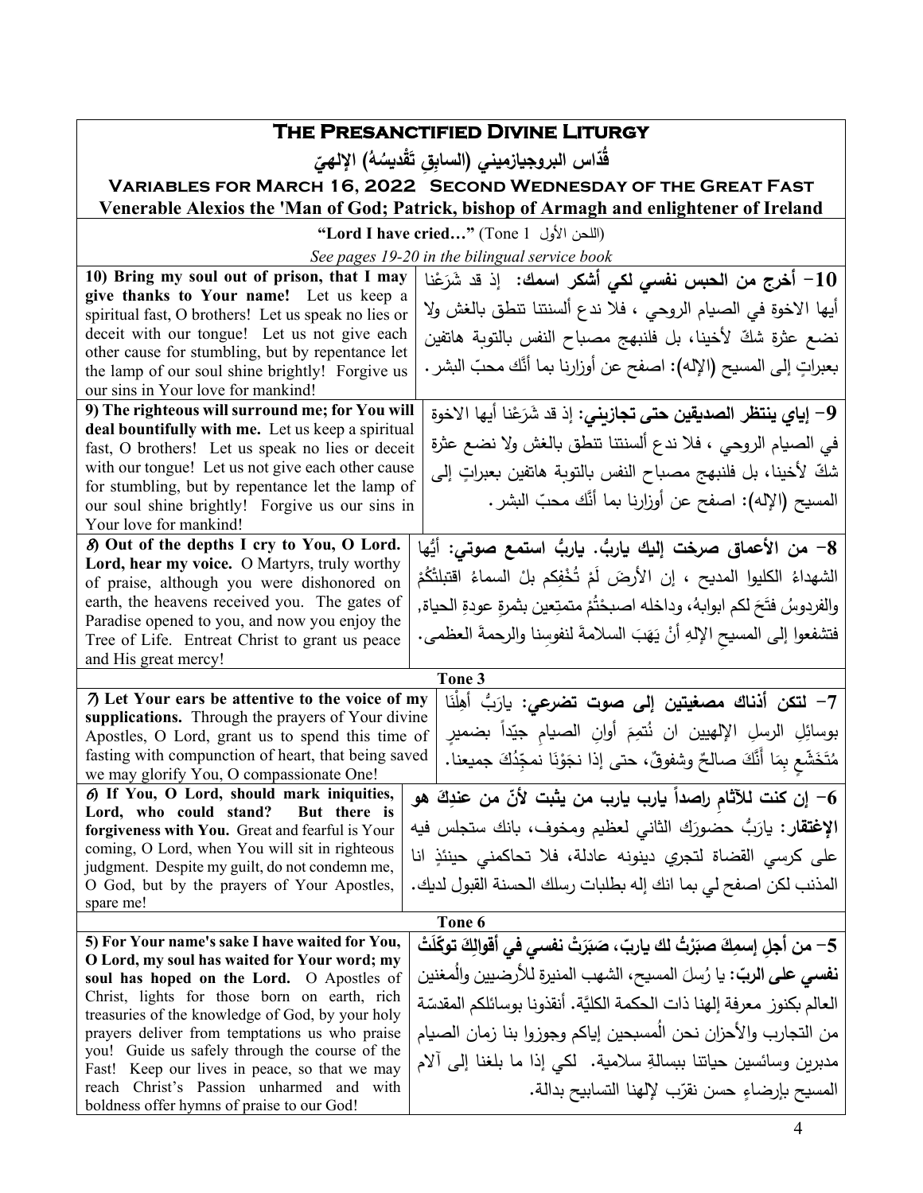# The Presanctified Divine Liturgy

## قُدّاس البروجيازميني (السابِقِ تَقْديسُهُ) الإلهيّ

### Variables for March 16, 2022 Second Wednesday of the Great Fast

### Venerable Alexios the 'Man of God; Patrick, bishop of Armagh and enlightener of Ireland

**"Lord I have cried…"** (Tone 1 اللحن الأول)

*See pages 19-20 in the bilingual service book*

| English | Arabic |
|---|---|
| **10) Bring my soul out of prison, that I may give thanks to Your name!** Let us keep a spiritual fast, O brothers! Let us speak no lies or deceit with our tongue! Let us not give each other cause for stumbling, but by repentance let the lamp of our soul shine brightly! Forgive us our sins in Your love for mankind! | **10- أخرج من الحبس نفسي لكي أشكر اسمك:** إذ قد شَرَعْنا أيها الاخوة في الصيام الروحي ، فلا ندع ألسنتنا تنطق بالغش ولا نضع عثرة شكّ لأخينا، بل فلنبهج مصباح النفس بالتوبة هاتفين بعبراتٍ إلى المسيح (الإله): اصفح عن أوزارنا بما أنّك محبّ البشر. |
| **9) The righteous will surround me; for You will deal bountifully with me.** Let us keep a spiritual fast, O brothers! Let us speak no lies or deceit with our tongue! Let us not give each other cause for stumbling, but by repentance let the lamp of our soul shine brightly! Forgive us our sins in Your love for mankind! | **9- إياي ينتظر الصديقين حتى تجازيني:** إذ قد شَرَعْنا أيها الاخوة في الصيام الروحي ، فلا ندع ألسنتنا تنطق بالغش ولا نضع عثرة شكّ لأخينا، بل فلنبهج مصباح النفس بالتوبة هاتفين بعبراتٍ إلى المسيح (الإله): اصفح عن أوزارنا بما أنّك محبّ البشر. |
| ***8*) Out of the depths I cry to You, O Lord. Lord, hear my voice.** O Martyrs, truly worthy of praise, although you were dishonored on earth, the heavens received you. The gates of Paradise opened to you, and now you enjoy the Tree of Life. Entreat Christ to grant us peace and His great mercy! | **8- من الأعماق صرخت إليك ياربُّ. ياربُّ استمع صوتي:** أيُّها الشهداءُ الكليوا المديح ، إن الأرضَ لَمْ تُخْفِكم بلْ السماءُ اقتبلَتْكُمْ والفردوسُ فتَحَ لكم ابوابهُ، وداخله اصبحْتُمْ متمتِعين بثمرةِ عودةِ الحياة, فتشفعوا إلى المسيحِ الإلهِ أنْ يَهَبَ السلامةَ لنفوسِنا والرحمةَ العظمى. |
| **Tone 3** | |
| ***7*) Let Your ears be attentive to the voice of my supplications.** Through the prayers of Your divine Apostles, O Lord, grant us to spend this time of fasting with compunction of heart, that being saved we may glorify You, O compassionate One! | **7- لتكن أذناك مصغيتين إلى صوت تضرعي:** يارَبُّ أهِلّنَا بوسائِلِ الرسلِ الإلهيين ان نُتِمَ أوانِ الصيامِ جيّداً بضميرٍ مُتَخَشِّعٍ بِمَا أَنَّكَ صالحٌ وشفوقٌ، حتى إذا نجَوْنَا نمجِّدُكَ جميعنا. |
| ***6*) If You, O Lord, should mark iniquities, Lord, who could stand? But there is forgiveness with You.** Great and fearful is Your coming, O Lord, when You will sit in righteous judgment. Despite my guilt, do not condemn me, O God, but by the prayers of Your Apostles, spare me! | **6- إن كنت للآثام راصداً يارب يارب من يثبت لأنّ من عندِكَ هو الإغتفار:** يارَبُّ حضورَك الثاني لعظيم ومخوف، بانك ستجلس فيه على كرسي القضاة لتجري دينونه عادلة، فلا تحاكمني حينئذٍ انا المذنب لكن اصفح لي بما انك إله بطلبات رسلك الحسنة القبول لديك. |
| **Tone 6** | |
| **5) For Your name's sake I have waited for You, O Lord, my soul has waited for Your word; my soul has hoped on the Lord.** O Apostles of Christ, lights for those born on earth, rich treasuries of the knowledge of God, by your holy prayers deliver from temptations us who praise you! Guide us safely through the course of the Fast! Keep our lives in peace, so that we may reach Christ's Passion unharmed and with boldness offer hymns of praise to our God! | **5- من أجلِ إسمِكَ صبَرْتُ لك ياربّ، صَبَرَتْ نفسي في أقوالِكَ توكّلَتْ نفسي على الربّ:** يا رُسلَ المسيح، الشهب المنيرة للأرضيين والُمغنين العالم بكنوز معرفة إلهنا ذات الحكمة الكليَّة. أنقذونا بوسائلكم المقدسّة من التجارب والأحزان نحن الُمسبحين إياكم وجوزوا بنا زمان الصيام مدبرين وسائسين حياتنا ببسالةٍ سلامية. لكي إذا ما بلغنا إلى آلام المسيح بإرضاءٍ حسن نقرّب لإلهنا التسابيح بدالة. |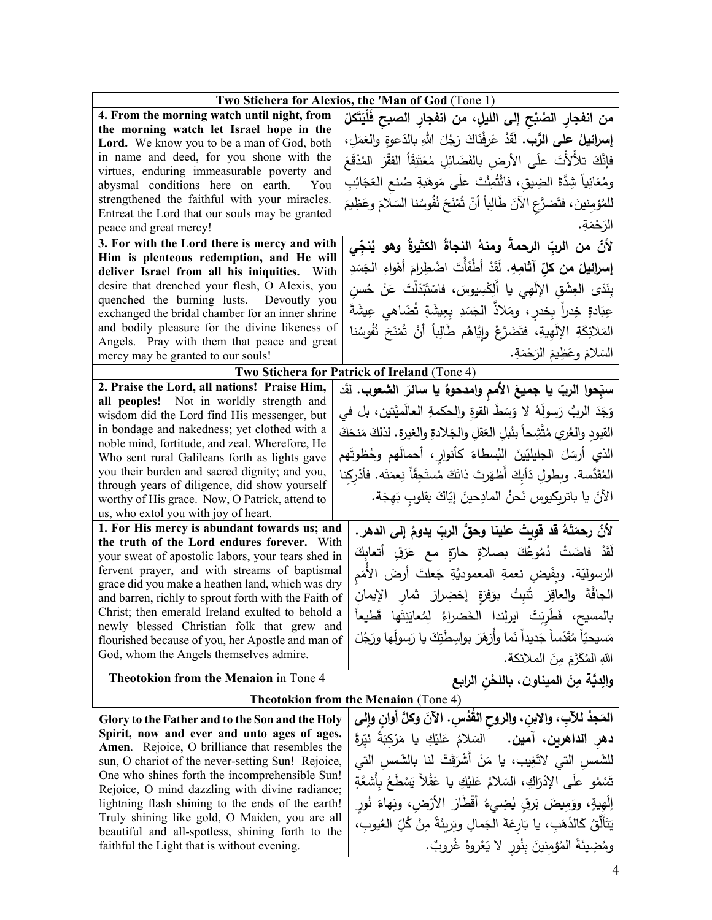| Two Stichera for Alexios, the 'Man of God (Tone 1) | |
|---|---|
| **4. From the morning watch until night, from the morning watch let Israel hope in the Lord.** We know you to be a man of God, both in name and deed, for you shone with the virtues, enduring immeasurable poverty and abysmal conditions here on earth. You strengthened the faithful with your miracles. Entreat the Lord that our souls may be granted peace and great mercy! | **من انفجارِ الصُبْحِ إلى الليلِ، من انفجارِ الصبحِ فَلْيَتّكلْ إسرائيلُ على الرَّب.** لَقَدْ عَرَفْنَاكَ رَجُلَ اللهِ بالدَعوةِ والعَمَلِ، فإنَّكَ تلألأْتَ علَى الأرضِ بالفَضَائِلِ مُعْتَنِقاً الفقْرَ المُدْقَعَ ومُعَانِياً شِدَّةَ الضِيقِ، فانْتُمِنْتَ علَى مَوهِبةِ صُنعِ العَجَائِبِ للمُؤمنينَ، فتَضرَّعِ الآنَ طَالِباً أنْ تُمْنَحَ نُفُوسُنا السَلامَ وعَظِيمَ الرَحْمَةِ. |
| **3. For with the Lord there is mercy and with Him is plenteous redemption, and He will deliver Israel from all his iniquities.** With desire that drenched your flesh, O Alexis, you quenched the burning lusts. Devoutly you exchanged the bridal chamber for an inner shrine and bodily pleasure for the divine likeness of Angels. Pray with them that peace and great mercy may be granted to our souls! | **لأنّ من الربِّ الرحمةَ ومنهُ النجاةُ الكثيرةُ وهو يُنجّي إسرائيلَ من كلِّ آثامِهِ.** لَقَدْ أطْفَأْتَ اضْطِرامَ أهْواءِ الجَسَدِ بِنَدَى العِشْقِ الإلَهِي يا أَلِكْسِيوسَ، واسْتَبْدَلْتَ عَنْ حُسنِ عِبَادةٍ خِدراً بِخدرٍ، ومَلاذَّ الجَسَدِ بِعيشَةٍ تُضَاهي عِيشَةَ المَلائِكَةِ الإلَهِيةِ، فتَضَرَّعْ وإيَّاهُم طَالِباً أنْ تُمْنَحَ نُفُوسُنا السَلامَ وعَظِيمَ الرَحْمَةِ. |
| **Two Stichera for Patrick of Ireland (Tone 4)** | |
| **2. Praise the Lord, all nations! Praise Him, all peoples!** Not in worldly strength and wisdom did the Lord find His messenger, but in bondage and nakedness; yet clothed with a noble mind, fortitude, and zeal. Wherefore, He Who sent rural Galileans forth as lights gave you their burden and sacred dignity; and you, through years of diligence, did show yourself worthy of His grace. Now, O Patrick, attend to us, who extol you with joy of heart. | **سبّحوا الربّ يا جميعَ الأممِ وامدحوهُ يا سائرَ الشعوب.** لَقَد وَجَدَ الربُّ رَسولَهُ لا وَسَطَ القوةِ والحكمةِ العالَميَّتين، بل في القيودِ والعُري مُتَّشِحاً بنُبلِ العَقلِ والجَلادةِ والغيرة. لذلكَ مَنحَكَ الذي أرسَلَ الجليليّينَ البُسطاءَ كأنوارٍ، أحمالَهم وحُظوتَهم المُقَدَّسة. وبطولِ دَأبِكَ أظهَرتَ ذاتَكَ مُستَحِقاً نِعمَتَه. فأدْرِكنا الآنَ يا باتريكيوس نَحنُ المادِحينَ إيّاكَ بقلوبٍ بَهِجَة. |
| **1. For His mercy is abundant towards us; and the truth of the Lord endures forever.** With your sweat of apostolic labors, your tears shed in fervent prayer, and with streams of baptismal grace did you make a heathen land, which was dry and barren, richly to sprout forth with the Faith of Christ; then emerald Ireland exulted to behold a newly blessed Christian folk that grew and flourished because of you, her Apostle and man of God, whom the Angels themselves admire. | **لأنّ رحمَتَهُ قد قَوِيتْ علينا وحقُّ الربِّ يدومُ إلى الدهر.** لَقَدْ فاضَتْ دُمُوعُكَ بصلاةٍ حارّةٍ مع عَرَقِ أتعابِكَ الرسوليّة. وبفَيضِ نعمةِ المعموديَّةِ جَعلتَ أرضَ الأُمَمِ الجافَّةَ والعاقِرَ تُنبِتُ بوفرةٍ إخضِرارَ ثمارِ الإيمانِ بالمسيحِ، فَطَرِبَتْ ايرلندا الخَضراءُ لِمُعايَنَتِها قَطيعاً مَسيحيّاً مُقَدّساً جَديداً نَما وأزهَرَ بواسِطَتِكَ يا رَسولَها ورَجُلَ اللهِ المُكَرَّمَ مِنَ الملائكة. |
| **Theotokion from the Menaion** in Tone 4 | **والِديَّة مِنَ الميناون، باللحْنِ الرابع** |
| **Theotokion from the Menaion (Tone 4)** | |
| **Glory to the Father and to the Son and the Holy Spirit, now and ever and unto ages of ages. Amen.** Rejoice, O brilliance that resembles the sun, O chariot of the never-setting Sun! Rejoice, One who shines forth the incomprehensible Sun! Rejoice, O mind dazzling with divine radiance; lightning flash shining to the ends of the earth! Truly shining like gold, O Maiden, you are all beautiful and all-spotless, shining forth to the faithful the Light that is without evening. | **المَجدُ للآبِ، والابنِ، والروحِ القُدُسِ. الآنَ وكلَّ أوانٍ وإلى دهرِ الداهرين، آمين.** السَلامُ عَلَيْكِ يا مَرْكَبَةً نَيِّرَةً للشَمسِ التي لاتَغِيب، يا مَنْ أشْرَقَتْ لنا بالشَمسِ التي تَسْمُو علَى الإدْرَاكِ، السَلامُ عَلَيْكِ يا عَقْلاً يَسْطَعُ بأَشِعَّةٍ إلَهِيةٍ، ووَمِيضَ بَرقٍ يُضِيءُ أقْطَارَ الأرْضِ، وبَهاءَ نُورٍ يَتَألَّقُ كالذَهَبِ، يا بَارِعَةَ الجَمالِ وبَرِيئَةً مِنْ كُلِّ العُيوبِ، ومُضِيئَةَ المُؤمِنينَ بِنُورٍ لا يَعْرِوهُ غُروبٌ. |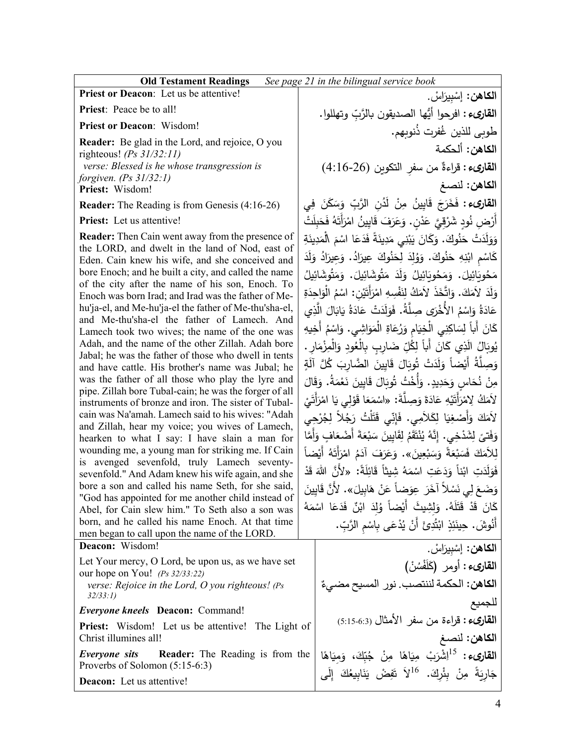**Old Testament Readings** *See page 21 in the bilingual service book*

**Priest or Deacon**: Let us be attentive!

**Priest**: Peace be to all!

**Priest or Deacon**: Wisdom!

**Reader:** Be glad in the Lord, and rejoice, O you righteous! *(Ps 31/32:11)*
*verse: Blessed is he whose transgression is forgiven. (Ps 31/32:1)*

**Priest:** Wisdom!

**Reader:** The Reading is from Genesis (4:16-26)

**Priest:** Let us attentive!

**Reader:** Then Cain went away from the presence of the LORD, and dwelt in the land of Nod, east of Eden. Cain knew his wife, and she conceived and bore Enoch; and he built a city, and called the name of the city after the name of his son, Enoch. To Enoch was born Irad; and Irad was the father of Me-hu'ja-el, and Me-hu'ja-el the father of Me-thu'sha-el, and Me-thu'sha-el the father of Lamech. And Lamech took two wives; the name of the one was Adah, and the name of the other Zillah. Adah bore Jabal; he was the father of those who dwell in tents and have cattle. His brother's name was Jubal; he was the father of all those who play the lyre and pipe. Zillah bore Tubal-cain; he was the forger of all instruments of bronze and iron. The sister of Tubal-cain was Na'amah. Lamech said to his wives: "Adah and Zillah, hear my voice; you wives of Lamech, hearken to what I say: I have slain a man for wounding me, a young man for striking me. If Cain is avenged sevenfold, truly Lamech seventy-sevenfold." And Adam knew his wife again, and she bore a son and called his name Seth, for she said, "God has appointed for me another child instead of Abel, for Cain slew him." To Seth also a son was born, and he called his name Enoch. At that time men began to call upon the name of the LORD.

**الكاهن:** إسْبِيرَاسْ.

**القارىء:** افرحوا أيُّها الصديقون بالرَّبِّ وتهللوا.
طوبى للذين غُفرت ذُنوبهم.

**الكاهن:** ألحكمة

**القارىء:** قراءةٌ من سفرِ التكوين (4:16-26)

**الكاهن:** لنصغ

**القارىء:** فَخَرَجَ قَايِينُ مِنْ لَدُنِ الرَّبِّ وَسَكَنَ فِي أَرْضِ نُودٍ شَرْقِيَّ عَدْنٍ. وَعَرَفَ قَايِينُ امْرَأَتَهُ فَحَبِلَتْ وَوَلَدَتْ حَنُوكَ. وَكَانَ يَبْنِي مَدِينَةً فَدَعَا اسْمَ ٱلْمَدِينَةِ كَاسْمِ ابْنِهِ حَنُوكَ. وَوُلِدَ لِحَنُوكَ عِيرَادُ. وَعِيرَادُ وَلَدَ مَحُويَائِيلَ. وَمَحُويَائِيلُ وَلَدَ مَتُوشَائِيلَ. وَمَتُوشَائِيلُ وَلَدَ لاَمَكَ. وَاتَّخَذَ لاَمَكُ لِنَفْسِهِ امْرَأَتَيْنِ: اسْمُ الْوَاحِدَةِ عَادَةُ وَاسْمُ الأُخْرَى صِلَّةُ. فَوَلَدَتْ عَادَةُ يَابَالَ الَّذِي كَانَ أَباً لِسَاكِنِي الْخِيَامِ وَرُعَاةِ الْمَوَاشِي. وَاسْمُ أَخِيهِ يُوبَالُ الَّذِي كَانَ أَباً لِكُلِّ ضَارِبٍ بِالْعُودِ وَالْمِزْمَارِ. وَصِلَّةُ أَيْضاً وَلَدَتْ تُوبَالَ قَايِينَ الضَّارِبَ كُلَّ آلَةٍ مِنْ نُحَاسٍ وَحَدِيدٍ. وَأُخْتُ تُوبَالَ قَايِينَ نَعْمَةُ. وَقَالَ لاَمَكُ لاِمْرَأَتَيْهِ عَادَةَ وَصِلَّةَ: «اسْمَعَا قَوْلِي يَا امْرَأَتَيْ لاَمَكَ وَأَصْغِيَا لِكَلاَمِي. فَإِنِّي قَتَلْتُ رَجُلاً لِجُرْحِي وَفَتىً لِشَدْخِي. إِنَّهُ يُنْتَقَمُ لِقَايِينَ سَبْعَةَ أَضْعَافٍ وَأَمَّا لِلاَمَكَ فَسَبْعَةً وَسَبْعِينَ». وَعَرَفَ آدَمُ امْرَأَتَهُ أَيْضاً فَوَلَدَتِ ابْناً وَدَعَتِ اسْمَهُ شِيثاً قَائِلَةً: «لأَنَّ اللهَ قَدْ وَضَعَ لِي نَسْلاً آخَرَ عِوَضاً عَنْ هَابِيلَ». لأَنَّ قَايِينَ كَانَ قَدْ قَتَلَهُ. وَلِشِيثَ أَيْضاً وُلِدَ ابْنٌ فَدَعَا اسْمَهُ أَنُوشَ. حِينَئِذٍ ابْتُدِئَ أَنْ يُدْعَى بِاسْمِ الرَّبِّ.

**Deacon:** Wisdom!

Let Your mercy, O Lord, be upon us, as we have set our hope on You! *(Ps 32/33:22)*
*verse: Rejoice in the Lord, O you righteous! (Ps 32/33:1)*

***Everyone kneels*** **Deacon:** Command!

**Priest:** Wisdom! Let us be attentive! The Light of Christ illumines all!

***Everyone sits*** **Reader:** The Reading is from the Proverbs of Solomon (5:15-6:3)

**Deacon:** Let us attentive!

**الكاهن:** إسْبِيرَاسْ.

**القارىء:** أومر (كَلَفُسْنْ)

**الكاهن:** الحكمة لننتصب. نور المسيح مضيءٌ للجميع

**القارىء:** قراءة من سفر الأمثال (5:15-6:3)

**الكاهن:** لنصغ

**القارىء:** [15]اِشْرَبْ مِيَاهًا مِنْ جُبِّكَ، وَمِيَاهًا جَارِيَةً مِنْ بِئْرِكَ. [16]لاَ تَفِضْ يَنَابِيعُكَ إِلَى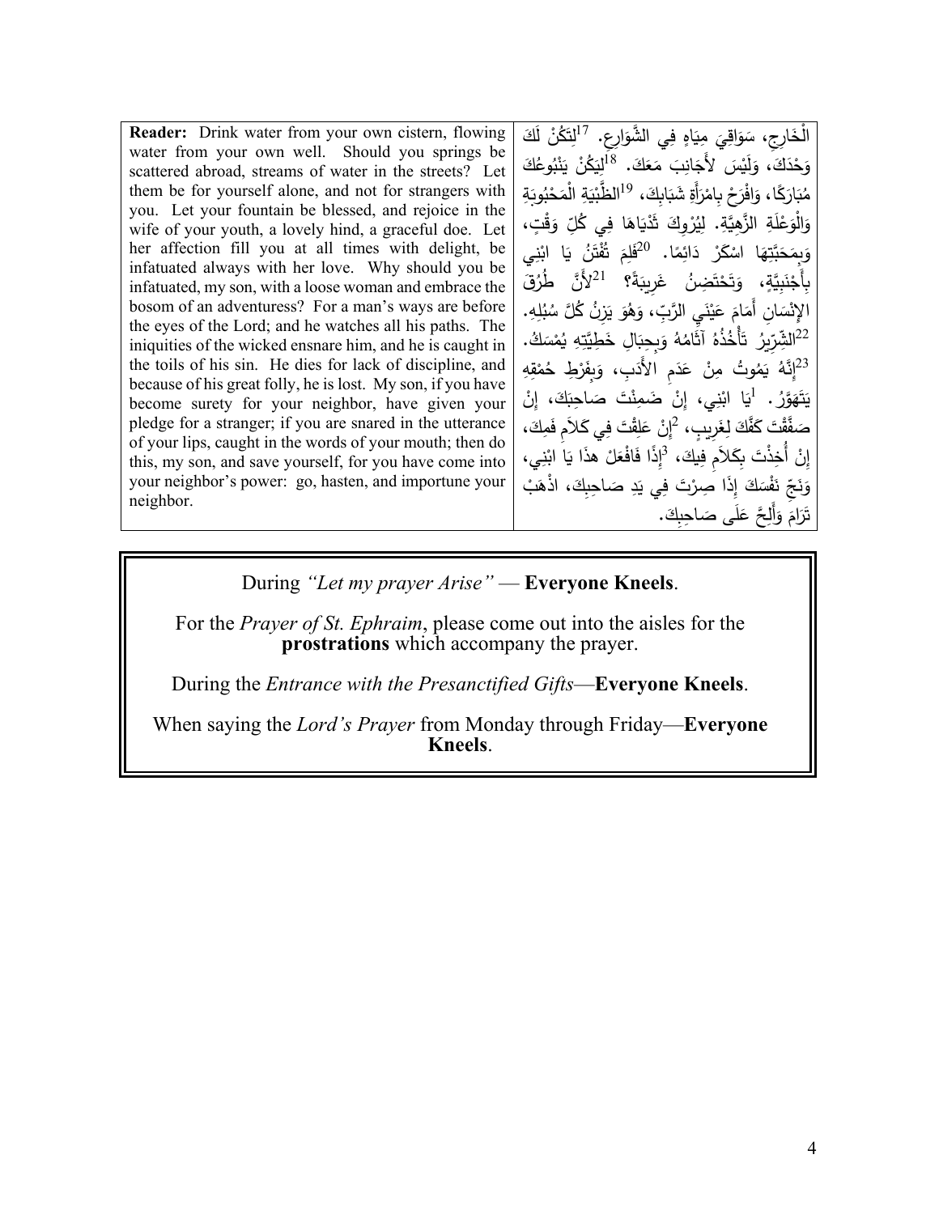| | |
|---|---|
| **Reader:** Drink water from your own cistern, flowing water from your own well. Should you springs be scattered abroad, streams of water in the streets? Let them be for yourself alone, and not for strangers with you. Let your fountain be blessed, and rejoice in the wife of your youth, a lovely hind, a graceful doe. Let her affection fill you at all times with delight, be infatuated always with her love. Why should you be infatuated, my son, with a loose woman and embrace the bosom of an adventuress? For a man's ways are before the eyes of the Lord; and he watches all his paths. The iniquities of the wicked ensnare him, and he is caught in the toils of his sin. He dies for lack of discipline, and because of his great folly, he is lost. My son, if you have become surety for your neighbor, have given your pledge for a stranger; if you are snared in the utterance of your lips, caught in the words of your mouth; then do this, my son, and save yourself, for you have come into your neighbor's power: go, hasten, and importune your neighbor. | الْخَارِجِ، سَوَاقِيَ مِيَاهٍ فِي الشَّوَارِعِ. [17]لِتَكُنْ لَكَ وَحْدَكَ، وَلَيْسَ لأَجَانِبَ مَعَكَ. [18]لِيَكُنْ يَنْبُوعُكَ مُبَارَكًا، وَافْرَحْ بِامْرَأَةِ شَبَابِكَ، [19]الظَّبْيَةِ الْمَحْبُوبَةِ وَالْوَعْلَةِ الزَّهِيَّةِ. لِيُرْوِكَ ثَدْيَاهَا فِي كُلِّ وَقْتٍ، وَبِمَحَبَّتِهَا اسْكَرْ دَائِمًا. [20]فَلِمَ تُفْتَنُ يَا ابْنِي بِأَجْنَبِيَّةٍ، وَتَحْتَضِنُ غَرِيبَةً؟ [21]لأَنَّ طُرُقَ الإِنْسَانِ أَمَامَ عَيْنَيِ الرَّبِّ، وَهُوَ يَزِنُ كُلَّ سُبُلِهِ. [22]الشِّرِّيرُ تَأْخُذُهُ آثَامُهُ وَبِحِبَالِ خَطِيَّتِهِ يُمْسَكُ. [23]إِنَّهُ يَمُوتُ مِنْ عَدَمِ الأَدَبِ، وَبِفَرْطِ حُمْقِهِ يَتَهَوَّرُ. [1]يَا ابْنِي، إِنْ ضَمِنْتَ صَاحِبَكَ، إِنْ صَفَّقْتَ كَفَّكَ لِغَرِيبٍ، [2]إِنْ عَلِقْتَ فِي كَلاَمِ فَمِكَ، إِنْ أُخِذْتَ بِكَلاَمِ فِيكَ، [3]إِذًا فَافْعَلْ هذَا يَا ابْنِي، وَنَجِّ نَفْسَكَ إِذَا صِرْتَ فِي يَدِ صَاحِبِكَ، اذْهَبْ تَرَامَ وَأَلِحَّ عَلَى صَاحِبِكَ. |

During *"Let my prayer Arise"* — **Everyone Kneels**.

For the *Prayer of St. Ephraim*, please come out into the aisles for the **prostrations** which accompany the prayer.

During the *Entrance with the Presanctified Gifts*—**Everyone Kneels**.

When saying the *Lord's Prayer* from Monday through Friday—**Everyone Kneels**.